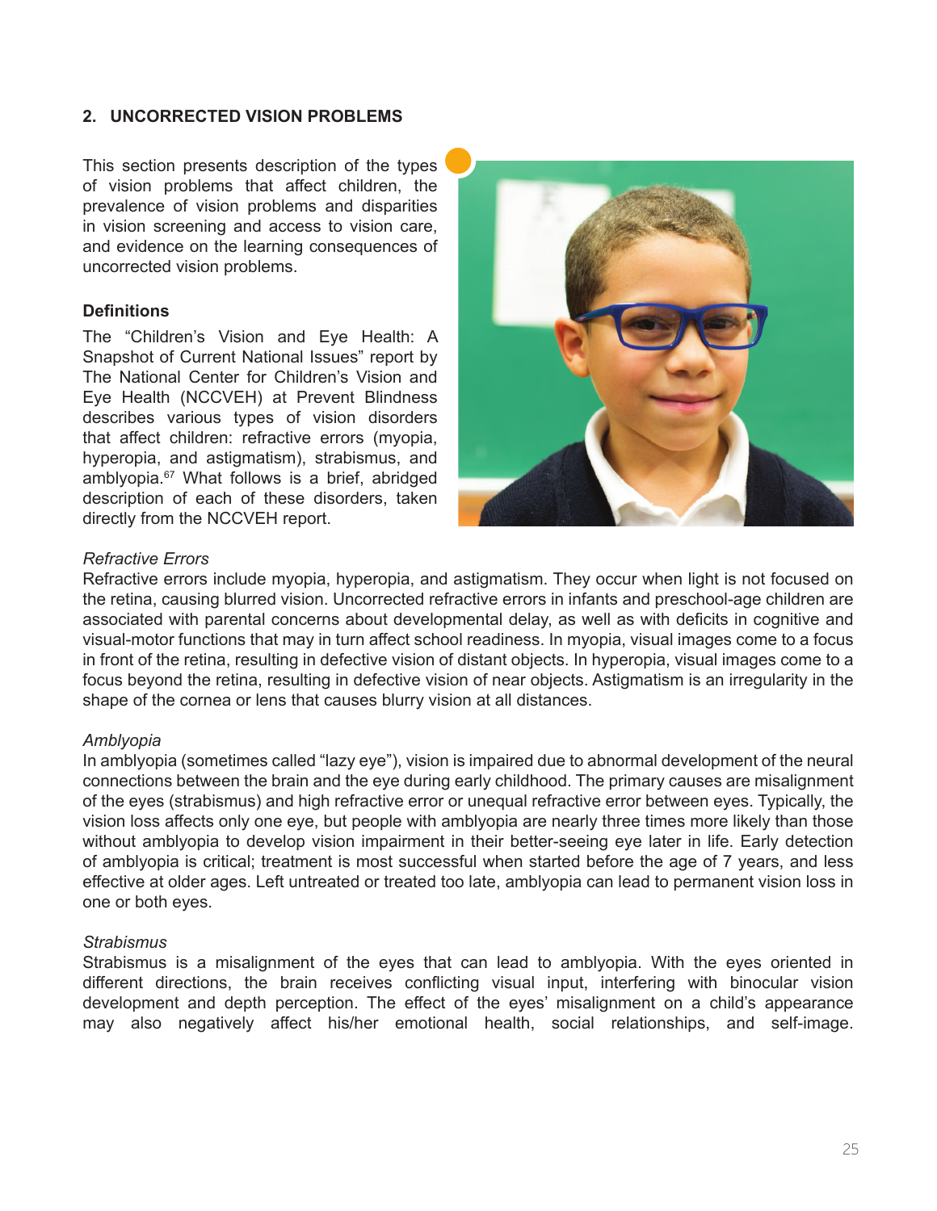## 2. UNCORRECTED VISION PROBLEMS

This section presents description of the types of vision problems that affect children, the prevalence of vision problems and disparities in vision screening and access to vision care, and evidence on the learning consequences of uncorrected vision problems.

### Definitions

The "Children's Vision and Eye Health: A Snapshot of Current National Issues" report by The National Center for Children's Vision and Eye Health (NCCVEH) at Prevent Blindness describes various types of vision disorders that affect children: refractive errors (myopia, hyperopia, and astigmatism), strabismus, and amblyopia.[67] What follows is a brief, abridged description of each of these disorders, taken directly from the NCCVEH report.

*Refractive Errors*

Refractive errors include myopia, hyperopia, and astigmatism. They occur when light is not focused on the retina, causing blurred vision. Uncorrected refractive errors in infants and preschool-age children are associated with parental concerns about developmental delay, as well as with deficits in cognitive and visual-motor functions that may in turn affect school readiness. In myopia, visual images come to a focus in front of the retina, resulting in defective vision of distant objects. In hyperopia, visual images come to a focus beyond the retina, resulting in defective vision of near objects. Astigmatism is an irregularity in the shape of the cornea or lens that causes blurry vision at all distances.

*Amblyopia*

In amblyopia (sometimes called "lazy eye"), vision is impaired due to abnormal development of the neural connections between the brain and the eye during early childhood. The primary causes are misalignment of the eyes (strabismus) and high refractive error or unequal refractive error between eyes. Typically, the vision loss affects only one eye, but people with amblyopia are nearly three times more likely than those without amblyopia to develop vision impairment in their better-seeing eye later in life. Early detection of amblyopia is critical; treatment is most successful when started before the age of 7 years, and less effective at older ages. Left untreated or treated too late, amblyopia can lead to permanent vision loss in one or both eyes.

*Strabismus*

Strabismus is a misalignment of the eyes that can lead to amblyopia. With the eyes oriented in different directions, the brain receives conflicting visual input, interfering with binocular vision development and depth perception. The effect of the eyes' misalignment on a child's appearance may also negatively affect his/her emotional health, social relationships, and self-image.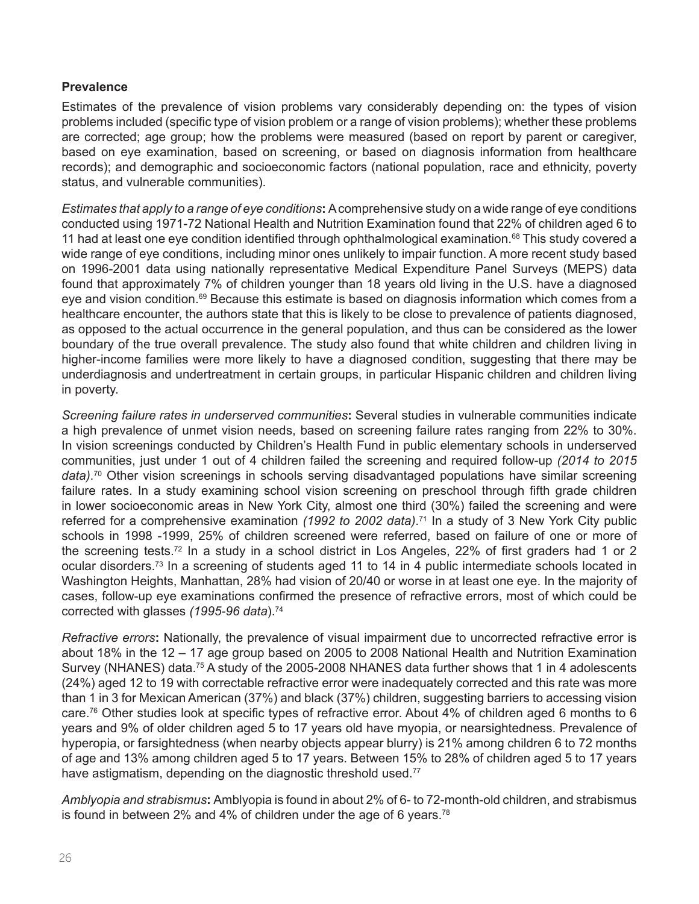**Prevalence**

Estimates of the prevalence of vision problems vary considerably depending on: the types of vision problems included (specific type of vision problem or a range of vision problems); whether these problems are corrected; age group; how the problems were measured (based on report by parent or caregiver, based on eye examination, based on screening, or based on diagnosis information from healthcare records); and demographic and socioeconomic factors (national population, race and ethnicity, poverty status, and vulnerable communities).

*Estimates that apply to a range of eye conditions*: A comprehensive study on a wide range of eye conditions conducted using 1971-72 National Health and Nutrition Examination found that 22% of children aged 6 to 11 had at least one eye condition identified through ophthalmological examination.[68] This study covered a wide range of eye conditions, including minor ones unlikely to impair function. A more recent study based on 1996-2001 data using nationally representative Medical Expenditure Panel Surveys (MEPS) data found that approximately 7% of children younger than 18 years old living in the U.S. have a diagnosed eye and vision condition.[69] Because this estimate is based on diagnosis information which comes from a healthcare encounter, the authors state that this is likely to be close to prevalence of patients diagnosed, as opposed to the actual occurrence in the general population, and thus can be considered as the lower boundary of the true overall prevalence. The study also found that white children and children living in higher-income families were more likely to have a diagnosed condition, suggesting that there may be underdiagnosis and undertreatment in certain groups, in particular Hispanic children and children living in poverty.

*Screening failure rates in underserved communities*: Several studies in vulnerable communities indicate a high prevalence of unmet vision needs, based on screening failure rates ranging from 22% to 30%. In vision screenings conducted by Children's Health Fund in public elementary schools in underserved communities, just under 1 out of 4 children failed the screening and required follow-up *(2014 to 2015 data)*.[70] Other vision screenings in schools serving disadvantaged populations have similar screening failure rates. In a study examining school vision screening on preschool through fifth grade children in lower socioeconomic areas in New York City, almost one third (30%) failed the screening and were referred for a comprehensive examination *(1992 to 2002 data)*.[71] In a study of 3 New York City public schools in 1998 -1999, 25% of children screened were referred, based on failure of one or more of the screening tests.[72] In a study in a school district in Los Angeles, 22% of first graders had 1 or 2 ocular disorders.[73] In a screening of students aged 11 to 14 in 4 public intermediate schools located in Washington Heights, Manhattan, 28% had vision of 20/40 or worse in at least one eye. In the majority of cases, follow-up eye examinations confirmed the presence of refractive errors, most of which could be corrected with glasses *(1995-96 data)*.[74]

*Refractive errors*: Nationally, the prevalence of visual impairment due to uncorrected refractive error is about 18% in the 12 – 17 age group based on 2005 to 2008 National Health and Nutrition Examination Survey (NHANES) data.[75] A study of the 2005-2008 NHANES data further shows that 1 in 4 adolescents (24%) aged 12 to 19 with correctable refractive error were inadequately corrected and this rate was more than 1 in 3 for Mexican American (37%) and black (37%) children, suggesting barriers to accessing vision care.[76] Other studies look at specific types of refractive error. About 4% of children aged 6 months to 6 years and 9% of older children aged 5 to 17 years old have myopia, or nearsightedness. Prevalence of hyperopia, or farsightedness (when nearby objects appear blurry) is 21% among children 6 to 72 months of age and 13% among children aged 5 to 17 years. Between 15% to 28% of children aged 5 to 17 years have astigmatism, depending on the diagnostic threshold used.[77]

*Amblyopia and strabismus*: Amblyopia is found in about 2% of 6- to 72-month-old children, and strabismus is found in between 2% and 4% of children under the age of 6 years.[78]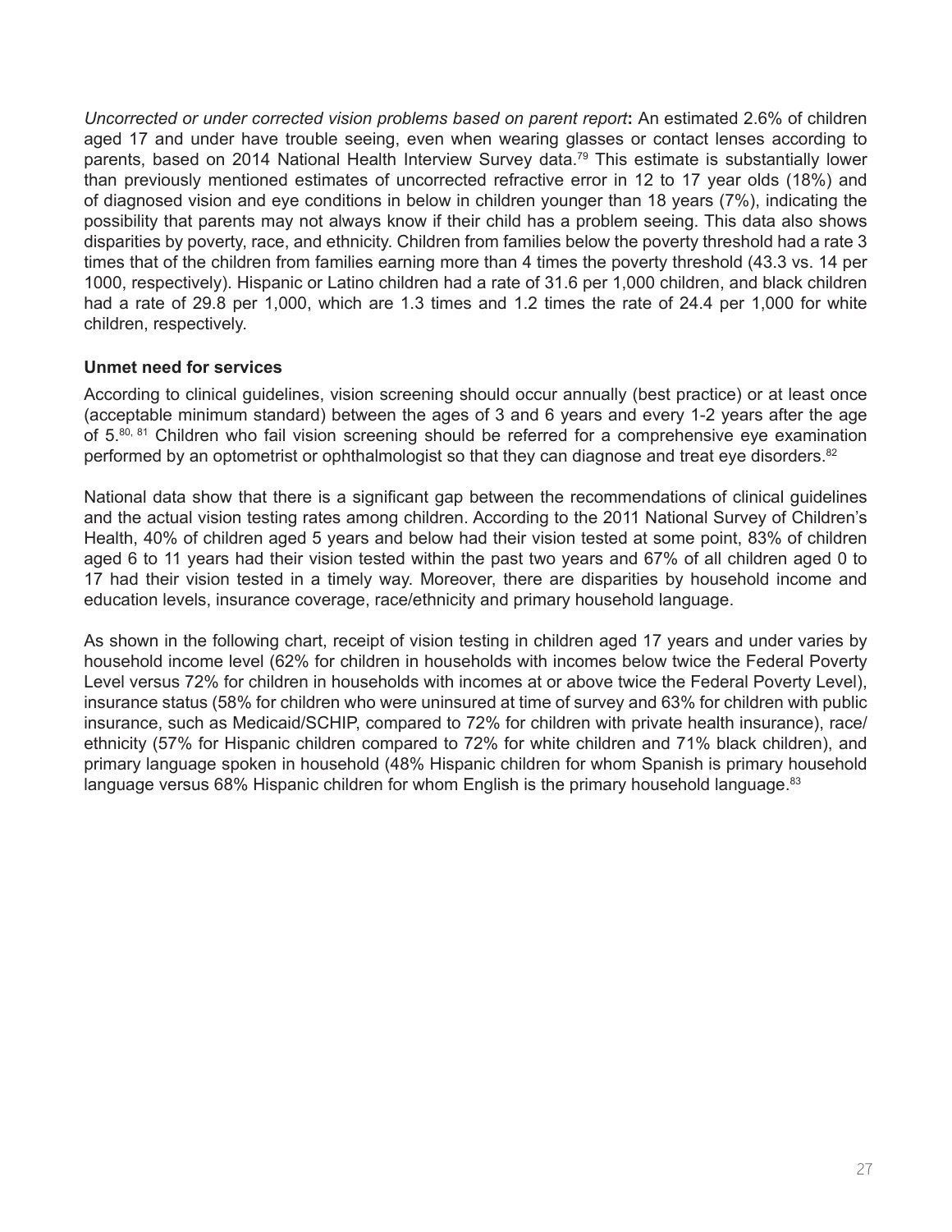*Uncorrected or under corrected vision problems based on parent report***:** An estimated 2.6% of children aged 17 and under have trouble seeing, even when wearing glasses or contact lenses according to parents, based on 2014 National Health Interview Survey data.[79] This estimate is substantially lower than previously mentioned estimates of uncorrected refractive error in 12 to 17 year olds (18%) and of diagnosed vision and eye conditions in below in children younger than 18 years (7%), indicating the possibility that parents may not always know if their child has a problem seeing. This data also shows disparities by poverty, race, and ethnicity. Children from families below the poverty threshold had a rate 3 times that of the children from families earning more than 4 times the poverty threshold (43.3 vs. 14 per 1000, respectively). Hispanic or Latino children had a rate of 31.6 per 1,000 children, and black children had a rate of 29.8 per 1,000, which are 1.3 times and 1.2 times the rate of 24.4 per 1,000 for white children, respectively.

### Unmet need for services

According to clinical guidelines, vision screening should occur annually (best practice) or at least once (acceptable minimum standard) between the ages of 3 and 6 years and every 1-2 years after the age of 5.[80, 81] Children who fail vision screening should be referred for a comprehensive eye examination performed by an optometrist or ophthalmologist so that they can diagnose and treat eye disorders.[82]

National data show that there is a significant gap between the recommendations of clinical guidelines and the actual vision testing rates among children. According to the 2011 National Survey of Children's Health, 40% of children aged 5 years and below had their vision tested at some point, 83% of children aged 6 to 11 years had their vision tested within the past two years and 67% of all children aged 0 to 17 had their vision tested in a timely way. Moreover, there are disparities by household income and education levels, insurance coverage, race/ethnicity and primary household language.

As shown in the following chart, receipt of vision testing in children aged 17 years and under varies by household income level (62% for children in households with incomes below twice the Federal Poverty Level versus 72% for children in households with incomes at or above twice the Federal Poverty Level), insurance status (58% for children who were uninsured at time of survey and 63% for children with public insurance, such as Medicaid/SCHIP, compared to 72% for children with private health insurance), race/ethnicity (57% for Hispanic children compared to 72% for white children and 71% black children), and primary language spoken in household (48% Hispanic children for whom Spanish is primary household language versus 68% Hispanic children for whom English is the primary household language.[83]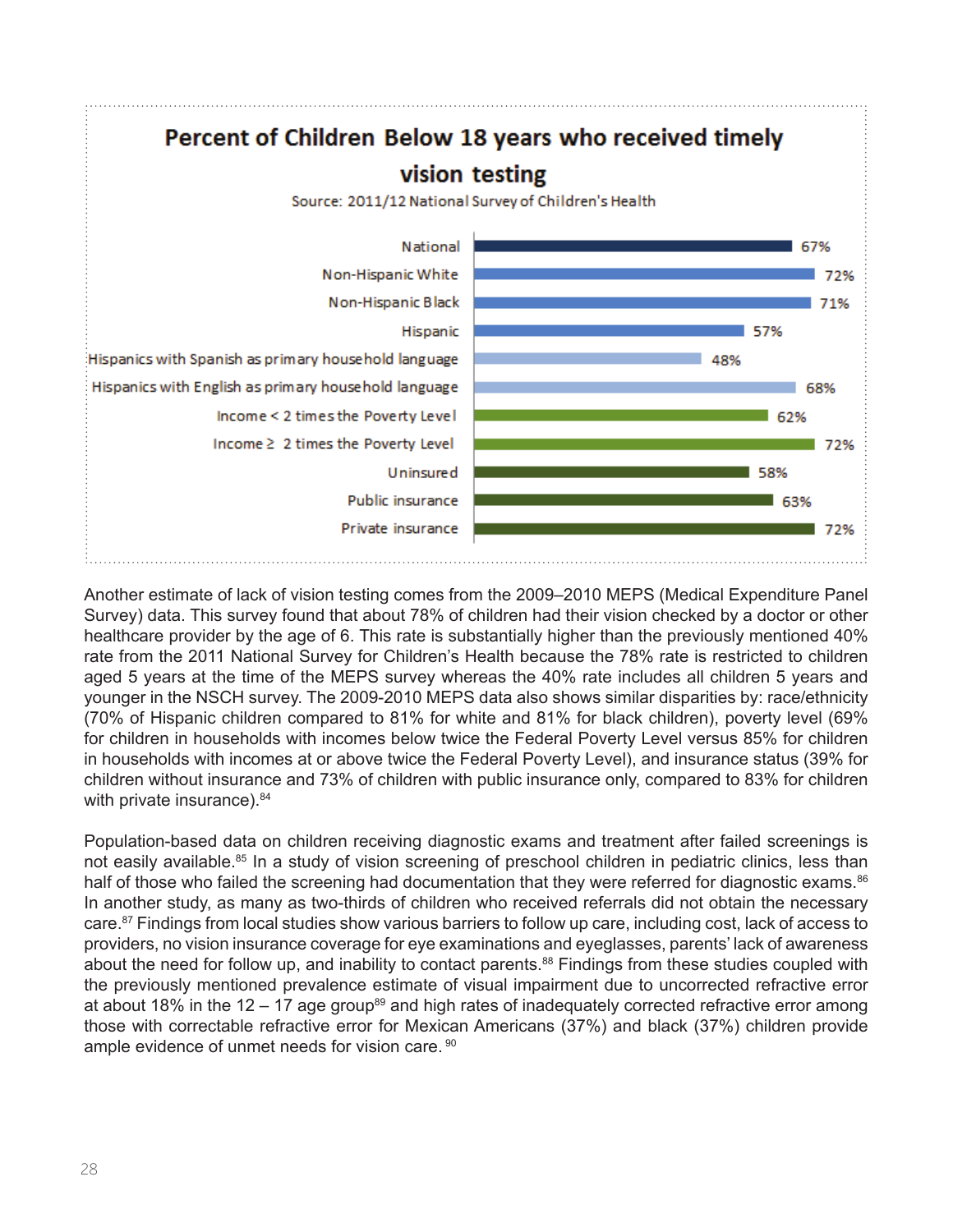## Percent of Children Below 18 years who received timely vision testing

Source: 2011/12 National Survey of Children's Health

| Group | Percent |
|---|---|
| National | 67% |
| Non-Hispanic White | 72% |
| Non-Hispanic Black | 71% |
| Hispanic | 57% |
| Hispanics with Spanish as primary household language | 48% |
| Hispanics with English as primary household language | 68% |
| Income < 2 times the Poverty Level | 62% |
| Income ≥ 2 times the Poverty Level | 72% |
| Uninsured | 58% |
| Public insurance | 63% |
| Private insurance | 72% |

Another estimate of lack of vision testing comes from the 2009–2010 MEPS (Medical Expenditure Panel Survey) data. This survey found that about 78% of children had their vision checked by a doctor or other healthcare provider by the age of 6. This rate is substantially higher than the previously mentioned 40% rate from the 2011 National Survey for Children's Health because the 78% rate is restricted to children aged 5 years at the time of the MEPS survey whereas the 40% rate includes all children 5 years and younger in the NSCH survey. The 2009-2010 MEPS data also shows similar disparities by: race/ethnicity (70% of Hispanic children compared to 81% for white and 81% for black children), poverty level (69% for children in households with incomes below twice the Federal Poverty Level versus 85% for children in households with incomes at or above twice the Federal Poverty Level), and insurance status (39% for children without insurance and 73% of children with public insurance only, compared to 83% for children with private insurance).[84]

Population-based data on children receiving diagnostic exams and treatment after failed screenings is not easily available.[85] In a study of vision screening of preschool children in pediatric clinics, less than half of those who failed the screening had documentation that they were referred for diagnostic exams.[86] In another study, as many as two-thirds of children who received referrals did not obtain the necessary care.[87] Findings from local studies show various barriers to follow up care, including cost, lack of access to providers, no vision insurance coverage for eye examinations and eyeglasses, parents' lack of awareness about the need for follow up, and inability to contact parents.[88] Findings from these studies coupled with the previously mentioned prevalence estimate of visual impairment due to uncorrected refractive error at about 18% in the 12 – 17 age group[89] and high rates of inadequately corrected refractive error among those with correctable refractive error for Mexican Americans (37%) and black (37%) children provide ample evidence of unmet needs for vision care.[90]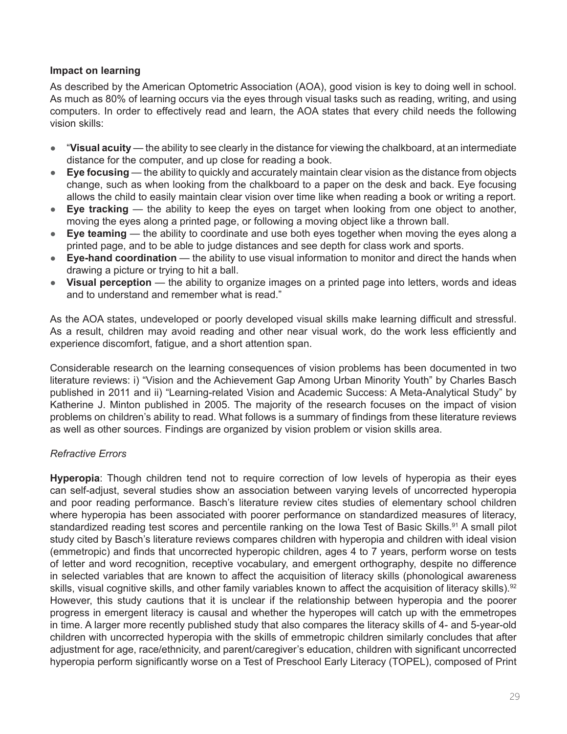**Impact on learning**

As described by the American Optometric Association (AOA), good vision is key to doing well in school. As much as 80% of learning occurs via the eyes through visual tasks such as reading, writing, and using computers. In order to effectively read and learn, the AOA states that every child needs the following vision skills:

- "**Visual acuity** — the ability to see clearly in the distance for viewing the chalkboard, at an intermediate distance for the computer, and up close for reading a book.
- **Eye focusing** — the ability to quickly and accurately maintain clear vision as the distance from objects change, such as when looking from the chalkboard to a paper on the desk and back. Eye focusing allows the child to easily maintain clear vision over time like when reading a book or writing a report.
- **Eye tracking** — the ability to keep the eyes on target when looking from one object to another, moving the eyes along a printed page, or following a moving object like a thrown ball.
- **Eye teaming** — the ability to coordinate and use both eyes together when moving the eyes along a printed page, and to be able to judge distances and see depth for class work and sports.
- **Eye-hand coordination** — the ability to use visual information to monitor and direct the hands when drawing a picture or trying to hit a ball.
- **Visual perception** — the ability to organize images on a printed page into letters, words and ideas and to understand and remember what is read."

As the AOA states, undeveloped or poorly developed visual skills make learning difficult and stressful. As a result, children may avoid reading and other near visual work, do the work less efficiently and experience discomfort, fatigue, and a short attention span.

Considerable research on the learning consequences of vision problems has been documented in two literature reviews: i) "Vision and the Achievement Gap Among Urban Minority Youth" by Charles Basch published in 2011 and ii) "Learning-related Vision and Academic Success: A Meta-Analytical Study" by Katherine J. Minton published in 2005. The majority of the research focuses on the impact of vision problems on children's ability to read. What follows is a summary of findings from these literature reviews as well as other sources. Findings are organized by vision problem or vision skills area.

*Refractive Errors*

**Hyperopia**: Though children tend not to require correction of low levels of hyperopia as their eyes can self-adjust, several studies show an association between varying levels of uncorrected hyperopia and poor reading performance. Basch's literature review cites studies of elementary school children where hyperopia has been associated with poorer performance on standardized measures of literacy, standardized reading test scores and percentile ranking on the Iowa Test of Basic Skills.[91] A small pilot study cited by Basch's literature reviews compares children with hyperopia and children with ideal vision (emmetropic) and finds that uncorrected hyperopic children, ages 4 to 7 years, perform worse on tests of letter and word recognition, receptive vocabulary, and emergent orthography, despite no difference in selected variables that are known to affect the acquisition of literacy skills (phonological awareness skills, visual cognitive skills, and other family variables known to affect the acquisition of literacy skills).[92] However, this study cautions that it is unclear if the relationship between hyperopia and the poorer progress in emergent literacy is causal and whether the hyperopes will catch up with the emmetropes in time. A larger more recently published study that also compares the literacy skills of 4- and 5-year-old children with uncorrected hyperopia with the skills of emmetropic children similarly concludes that after adjustment for age, race/ethnicity, and parent/caregiver's education, children with significant uncorrected hyperopia perform significantly worse on a Test of Preschool Early Literacy (TOPEL), composed of Print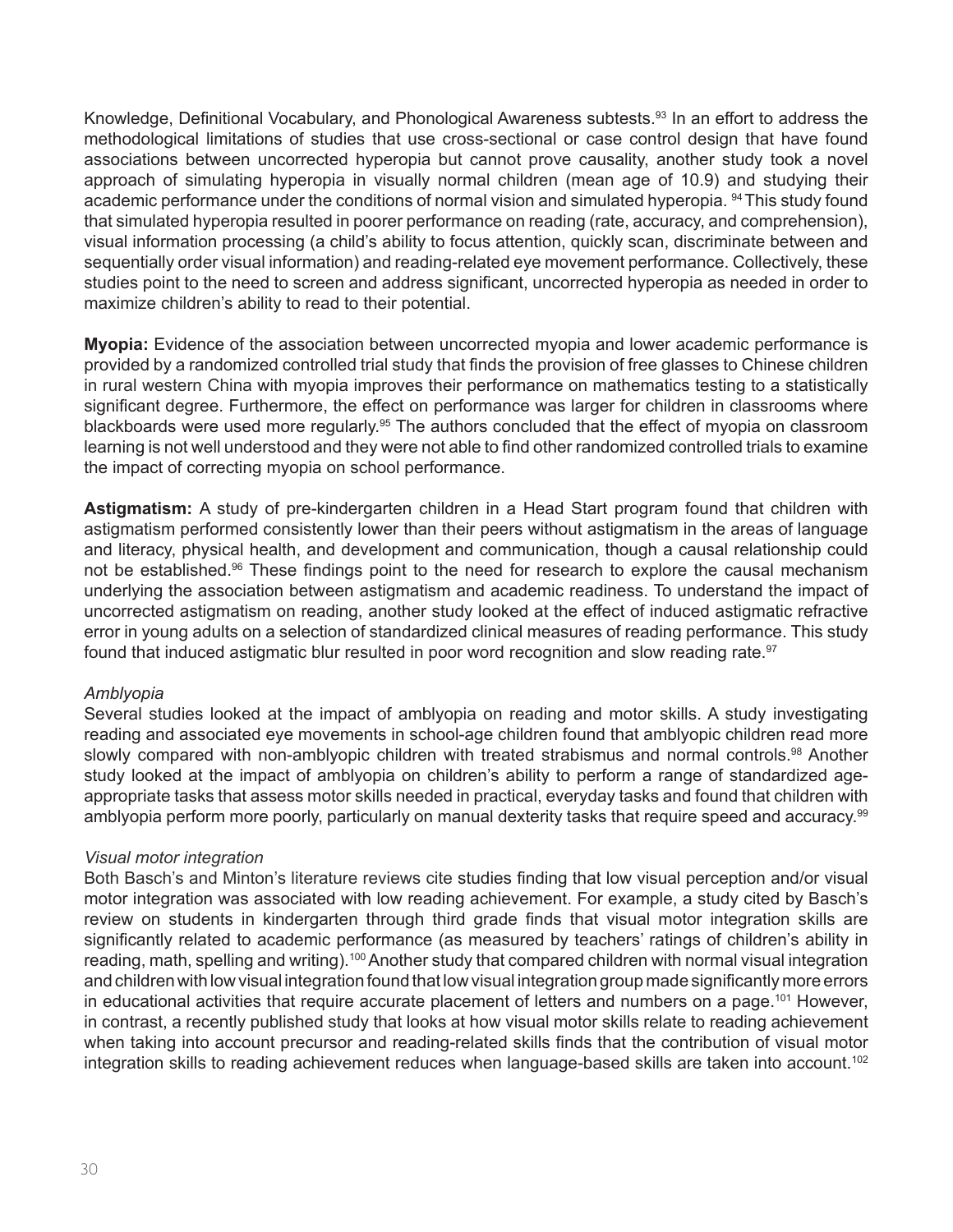Knowledge, Definitional Vocabulary, and Phonological Awareness subtests.[93] In an effort to address the methodological limitations of studies that use cross-sectional or case control design that have found associations between uncorrected hyperopia but cannot prove causality, another study took a novel approach of simulating hyperopia in visually normal children (mean age of 10.9) and studying their academic performance under the conditions of normal vision and simulated hyperopia. [94] This study found that simulated hyperopia resulted in poorer performance on reading (rate, accuracy, and comprehension), visual information processing (a child's ability to focus attention, quickly scan, discriminate between and sequentially order visual information) and reading-related eye movement performance. Collectively, these studies point to the need to screen and address significant, uncorrected hyperopia as needed in order to maximize children's ability to read to their potential.

**Myopia:** Evidence of the association between uncorrected myopia and lower academic performance is provided by a randomized controlled trial study that finds the provision of free glasses to Chinese children in rural western China with myopia improves their performance on mathematics testing to a statistically significant degree. Furthermore, the effect on performance was larger for children in classrooms where blackboards were used more regularly.[95] The authors concluded that the effect of myopia on classroom learning is not well understood and they were not able to find other randomized controlled trials to examine the impact of correcting myopia on school performance.

**Astigmatism:** A study of pre-kindergarten children in a Head Start program found that children with astigmatism performed consistently lower than their peers without astigmatism in the areas of language and literacy, physical health, and development and communication, though a causal relationship could not be established.[96] These findings point to the need for research to explore the causal mechanism underlying the association between astigmatism and academic readiness. To understand the impact of uncorrected astigmatism on reading, another study looked at the effect of induced astigmatic refractive error in young adults on a selection of standardized clinical measures of reading performance. This study found that induced astigmatic blur resulted in poor word recognition and slow reading rate.[97]

*Amblyopia*

Several studies looked at the impact of amblyopia on reading and motor skills. A study investigating reading and associated eye movements in school-age children found that amblyopic children read more slowly compared with non-amblyopic children with treated strabismus and normal controls.[98] Another study looked at the impact of amblyopia on children's ability to perform a range of standardized age-appropriate tasks that assess motor skills needed in practical, everyday tasks and found that children with amblyopia perform more poorly, particularly on manual dexterity tasks that require speed and accuracy.[99]

*Visual motor integration*

Both Basch's and Minton's literature reviews cite studies finding that low visual perception and/or visual motor integration was associated with low reading achievement. For example, a study cited by Basch's review on students in kindergarten through third grade finds that visual motor integration skills are significantly related to academic performance (as measured by teachers' ratings of children's ability in reading, math, spelling and writing).[100] Another study that compared children with normal visual integration and children with low visual integration found that low visual integration group made significantly more errors in educational activities that require accurate placement of letters and numbers on a page.[101] However, in contrast, a recently published study that looks at how visual motor skills relate to reading achievement when taking into account precursor and reading-related skills finds that the contribution of visual motor integration skills to reading achievement reduces when language-based skills are taken into account.[102]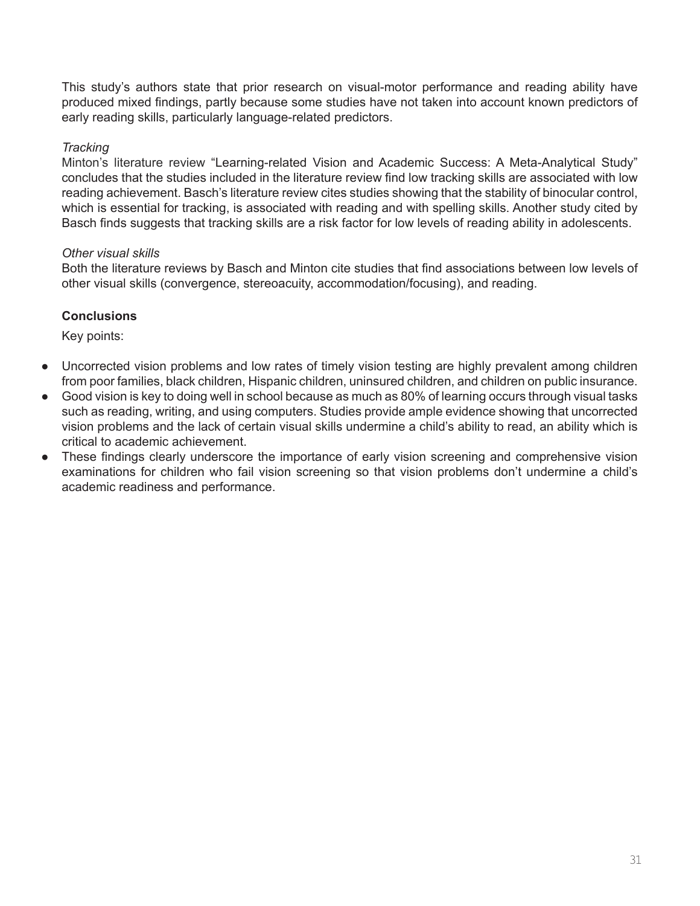This study's authors state that prior research on visual-motor performance and reading ability have produced mixed findings, partly because some studies have not taken into account known predictors of early reading skills, particularly language-related predictors.

*Tracking*

Minton's literature review "Learning-related Vision and Academic Success: A Meta-Analytical Study" concludes that the studies included in the literature review find low tracking skills are associated with low reading achievement. Basch's literature review cites studies showing that the stability of binocular control, which is essential for tracking, is associated with reading and with spelling skills. Another study cited by Basch finds suggests that tracking skills are a risk factor for low levels of reading ability in adolescents.

*Other visual skills*

Both the literature reviews by Basch and Minton cite studies that find associations between low levels of other visual skills (convergence, stereoacuity, accommodation/focusing), and reading.

**Conclusions**

Key points:

- Uncorrected vision problems and low rates of timely vision testing are highly prevalent among children from poor families, black children, Hispanic children, uninsured children, and children on public insurance.
- Good vision is key to doing well in school because as much as 80% of learning occurs through visual tasks such as reading, writing, and using computers. Studies provide ample evidence showing that uncorrected vision problems and the lack of certain visual skills undermine a child's ability to read, an ability which is critical to academic achievement.
- These findings clearly underscore the importance of early vision screening and comprehensive vision examinations for children who fail vision screening so that vision problems don't undermine a child's academic readiness and performance.